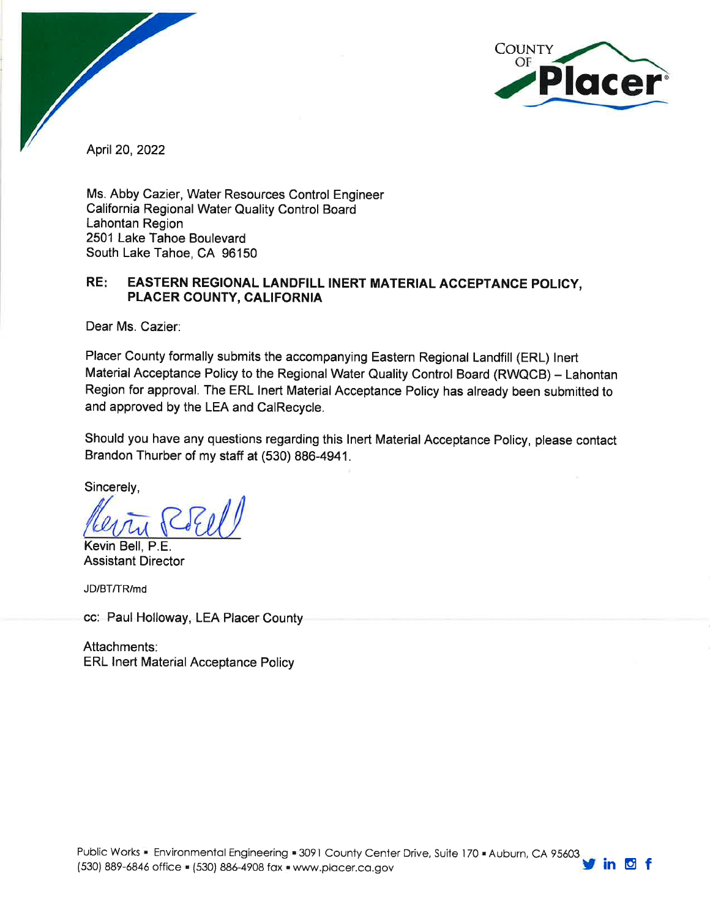COUNTY OF Placer

April 20, 2022

Ms. Abby Cazier, Water Resources Control Engineer
California Regional Water Quality Control Board
Lahontan Region
2501 Lake Tahoe Boulevard
South Lake Tahoe, CA 96150

**RE: EASTERN REGIONAL LANDFILL INERT MATERIAL ACCEPTANCE POLICY, PLACER COUNTY, CALIFORNIA**

Dear Ms. Cazier:

Placer County formally submits the accompanying Eastern Regional Landfill (ERL) Inert Material Acceptance Policy to the Regional Water Quality Control Board (RWQCB) – Lahontan Region for approval. The ERL Inert Material Acceptance Policy has already been submitted to and approved by the LEA and CalRecycle.

Should you have any questions regarding this Inert Material Acceptance Policy, please contact Brandon Thurber of my staff at (530) 886-4941.

Sincerely,

Kevin Bell, P.E.
Assistant Director

JD/BT/TR/md

cc: Paul Holloway, LEA Placer County

Attachments:
ERL Inert Material Acceptance Policy

Public Works ▪ Environmental Engineering ▪ 3091 County Center Drive, Suite 170 ▪ Auburn, CA 95603
(530) 889-6846 office ▪ (530) 886-4908 fax ▪ www.placer.ca.gov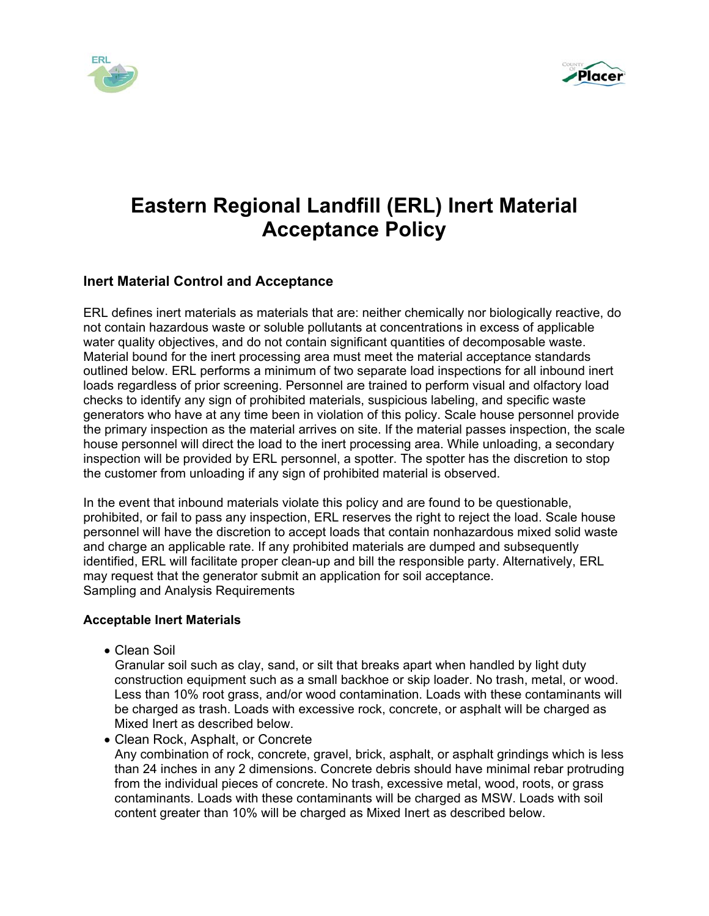# Eastern Regional Landfill (ERL) Inert Material Acceptance Policy

### Inert Material Control and Acceptance

ERL defines inert materials as materials that are: neither chemically nor biologically reactive, do not contain hazardous waste or soluble pollutants at concentrations in excess of applicable water quality objectives, and do not contain significant quantities of decomposable waste. Material bound for the inert processing area must meet the material acceptance standards outlined below. ERL performs a minimum of two separate load inspections for all inbound inert loads regardless of prior screening. Personnel are trained to perform visual and olfactory load checks to identify any sign of prohibited materials, suspicious labeling, and specific waste generators who have at any time been in violation of this policy. Scale house personnel provide the primary inspection as the material arrives on site. If the material passes inspection, the scale house personnel will direct the load to the inert processing area. While unloading, a secondary inspection will be provided by ERL personnel, a spotter. The spotter has the discretion to stop the customer from unloading if any sign of prohibited material is observed.

In the event that inbound materials violate this policy and are found to be questionable, prohibited, or fail to pass any inspection, ERL reserves the right to reject the load. Scale house personnel will have the discretion to accept loads that contain nonhazardous mixed solid waste and charge an applicable rate. If any prohibited materials are dumped and subsequently identified, ERL will facilitate proper clean-up and bill the responsible party. Alternatively, ERL may request that the generator submit an application for soil acceptance.
Sampling and Analysis Requirements

### Acceptable Inert Materials

- Clean Soil
  Granular soil such as clay, sand, or silt that breaks apart when handled by light duty construction equipment such as a small backhoe or skip loader. No trash, metal, or wood. Less than 10% root grass, and/or wood contamination. Loads with these contaminants will be charged as trash. Loads with excessive rock, concrete, or asphalt will be charged as Mixed Inert as described below.
- Clean Rock, Asphalt, or Concrete
  Any combination of rock, concrete, gravel, brick, asphalt, or asphalt grindings which is less than 24 inches in any 2 dimensions. Concrete debris should have minimal rebar protruding from the individual pieces of concrete. No trash, excessive metal, wood, roots, or grass contaminants. Loads with these contaminants will be charged as MSW. Loads with soil content greater than 10% will be charged as Mixed Inert as described below.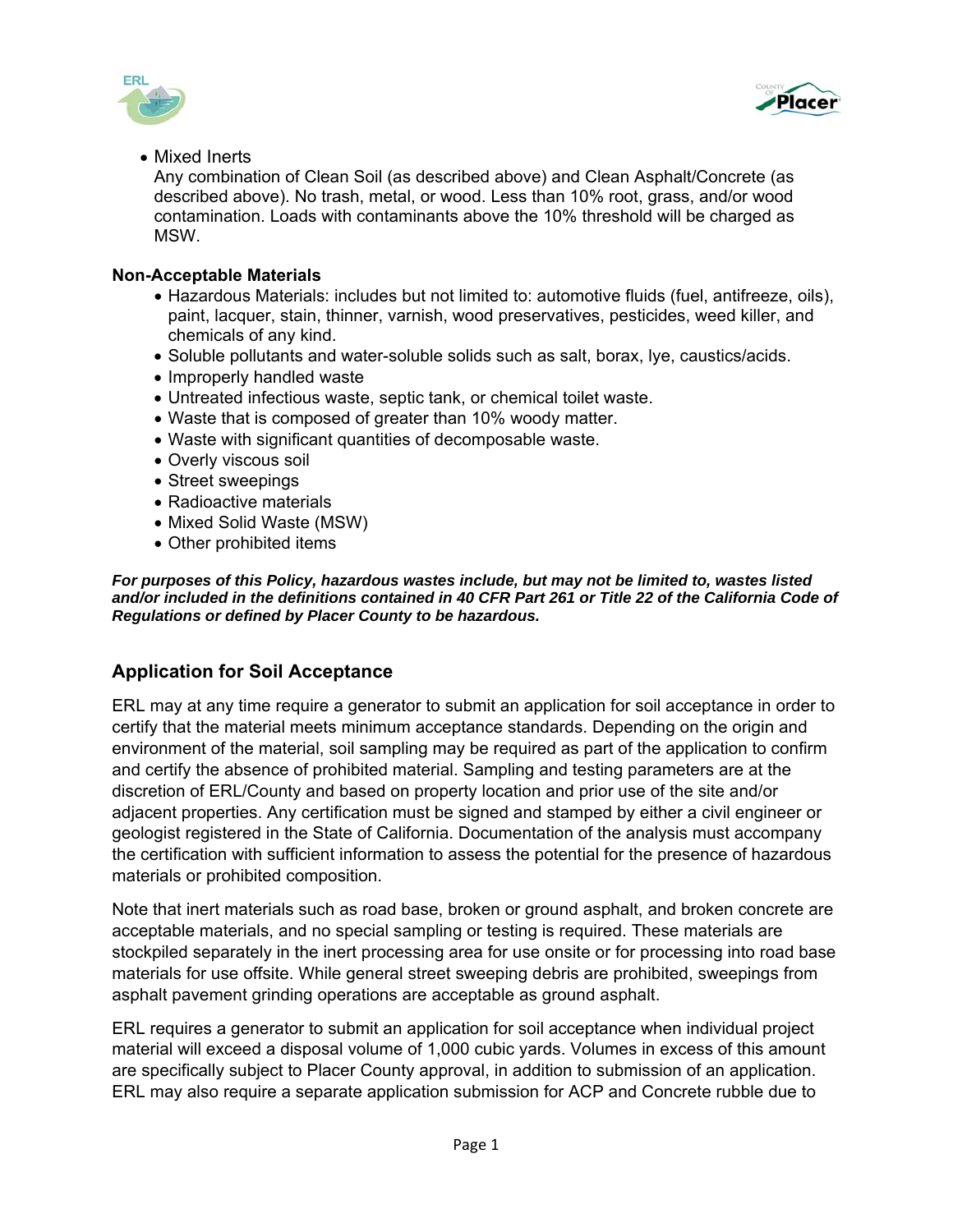- Mixed Inerts
  Any combination of Clean Soil (as described above) and Clean Asphalt/Concrete (as described above). No trash, metal, or wood. Less than 10% root, grass, and/or wood contamination. Loads with contaminants above the 10% threshold will be charged as MSW.

**Non-Acceptable Materials**

- Hazardous Materials: includes but not limited to: automotive fluids (fuel, antifreeze, oils), paint, lacquer, stain, thinner, varnish, wood preservatives, pesticides, weed killer, and chemicals of any kind.
- Soluble pollutants and water-soluble solids such as salt, borax, lye, caustics/acids.
- Improperly handled waste
- Untreated infectious waste, septic tank, or chemical toilet waste.
- Waste that is composed of greater than 10% woody matter.
- Waste with significant quantities of decomposable waste.
- Overly viscous soil
- Street sweepings
- Radioactive materials
- Mixed Solid Waste (MSW)
- Other prohibited items

***For purposes of this Policy, hazardous wastes include, but may not be limited to, wastes listed and/or included in the definitions contained in 40 CFR Part 261 or Title 22 of the California Code of Regulations or defined by Placer County to be hazardous.***

## Application for Soil Acceptance

ERL may at any time require a generator to submit an application for soil acceptance in order to certify that the material meets minimum acceptance standards. Depending on the origin and environment of the material, soil sampling may be required as part of the application to confirm and certify the absence of prohibited material. Sampling and testing parameters are at the discretion of ERL/County and based on property location and prior use of the site and/or adjacent properties. Any certification must be signed and stamped by either a civil engineer or geologist registered in the State of California. Documentation of the analysis must accompany the certification with sufficient information to assess the potential for the presence of hazardous materials or prohibited composition.

Note that inert materials such as road base, broken or ground asphalt, and broken concrete are acceptable materials, and no special sampling or testing is required. These materials are stockpiled separately in the inert processing area for use onsite or for processing into road base materials for use offsite. While general street sweeping debris are prohibited, sweepings from asphalt pavement grinding operations are acceptable as ground asphalt.

ERL requires a generator to submit an application for soil acceptance when individual project material will exceed a disposal volume of 1,000 cubic yards. Volumes in excess of this amount are specifically subject to Placer County approval, in addition to submission of an application. ERL may also require a separate application submission for ACP and Concrete rubble due to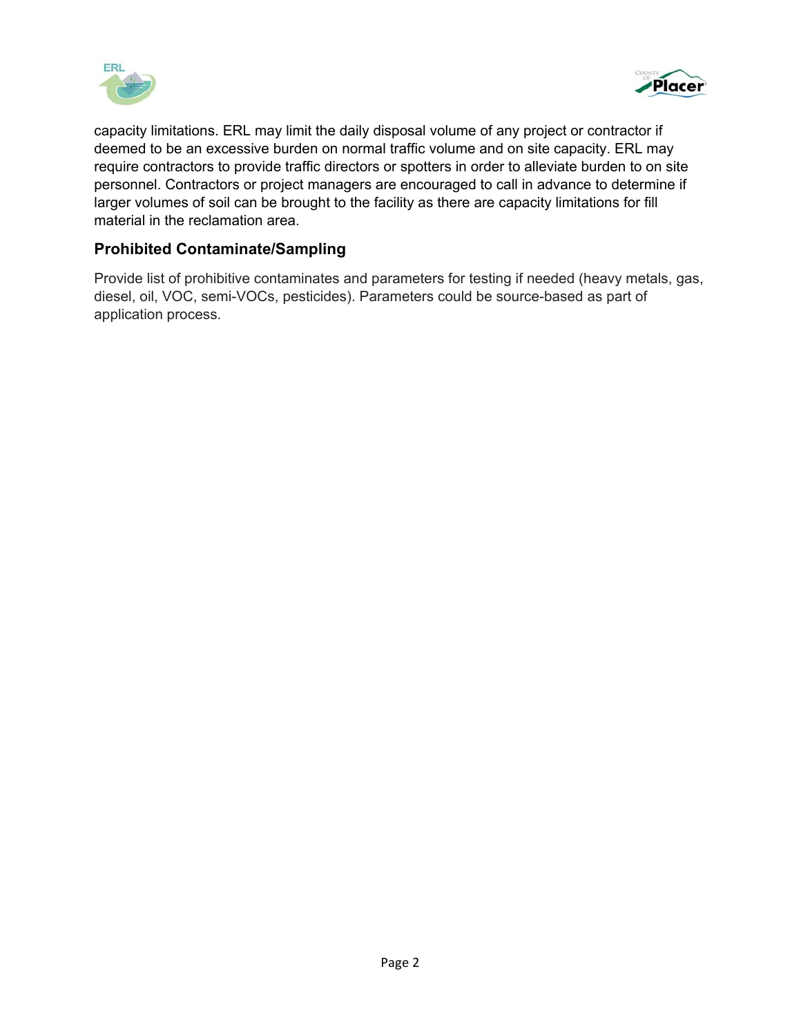capacity limitations. ERL may limit the daily disposal volume of any project or contractor if deemed to be an excessive burden on normal traffic volume and on site capacity. ERL may require contractors to provide traffic directors or spotters in order to alleviate burden to on site personnel. Contractors or project managers are encouraged to call in advance to determine if larger volumes of soil can be brought to the facility as there are capacity limitations for fill material in the reclamation area.

### Prohibited Contaminate/Sampling

Provide list of prohibitive contaminates and parameters for testing if needed (heavy metals, gas, diesel, oil, VOC, semi-VOCs, pesticides). Parameters could be source-based as part of application process.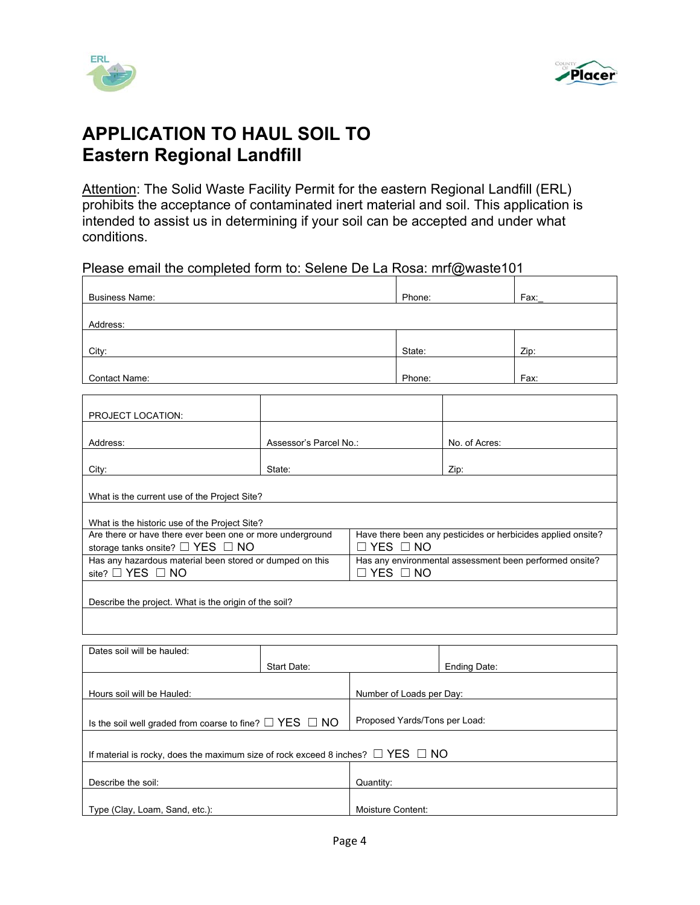# APPLICATION TO HAUL SOIL TO Eastern Regional Landfill

Attention: The Solid Waste Facility Permit for the eastern Regional Landfill (ERL) prohibits the acceptance of contaminated inert material and soil. This application is intended to assist us in determining if your soil can be accepted and under what conditions.

Please email the completed form to: Selene De La Rosa: mrf@waste101

| | | |
|---|---|---|
| Business Name: | Phone: | Fax:_ |
| Address: | | |
| City: | State: | Zip: |
| Contact Name: | Phone: | Fax: |

| | | |
|---|---|---|
| PROJECT LOCATION: | | |
| Address: | Assessor's Parcel No.: | No. of Acres: |
| City: | State: | Zip: |
| What is the current use of the Project Site? | | |
| What is the historic use of the Project Site? | | |
| Are there or have there ever been one or more underground storage tanks onsite? ☐ YES ☐ NO | Have there been any pesticides or herbicides applied onsite? ☐ YES ☐ NO | |
| Has any hazardous material been stored or dumped on this site? ☐ YES ☐ NO | Has any environmental assessment been performed onsite? ☐ YES ☐ NO | |
| Describe the project. What is the origin of the soil? | | |
| | | |

| | | |
|---|---|---|
| Dates soil will be hauled: | Start Date: | Ending Date: |
| Hours soil will be Hauled: | Number of Loads per Day: | |
| Is the soil well graded from coarse to fine? ☐ YES ☐ NO | Proposed Yards/Tons per Load: | |
| If material is rocky, does the maximum size of rock exceed 8 inches? ☐ YES ☐ NO | | |
| Describe the soil: | Quantity: | |
| Type (Clay, Loam, Sand, etc.): | Moisture Content: | |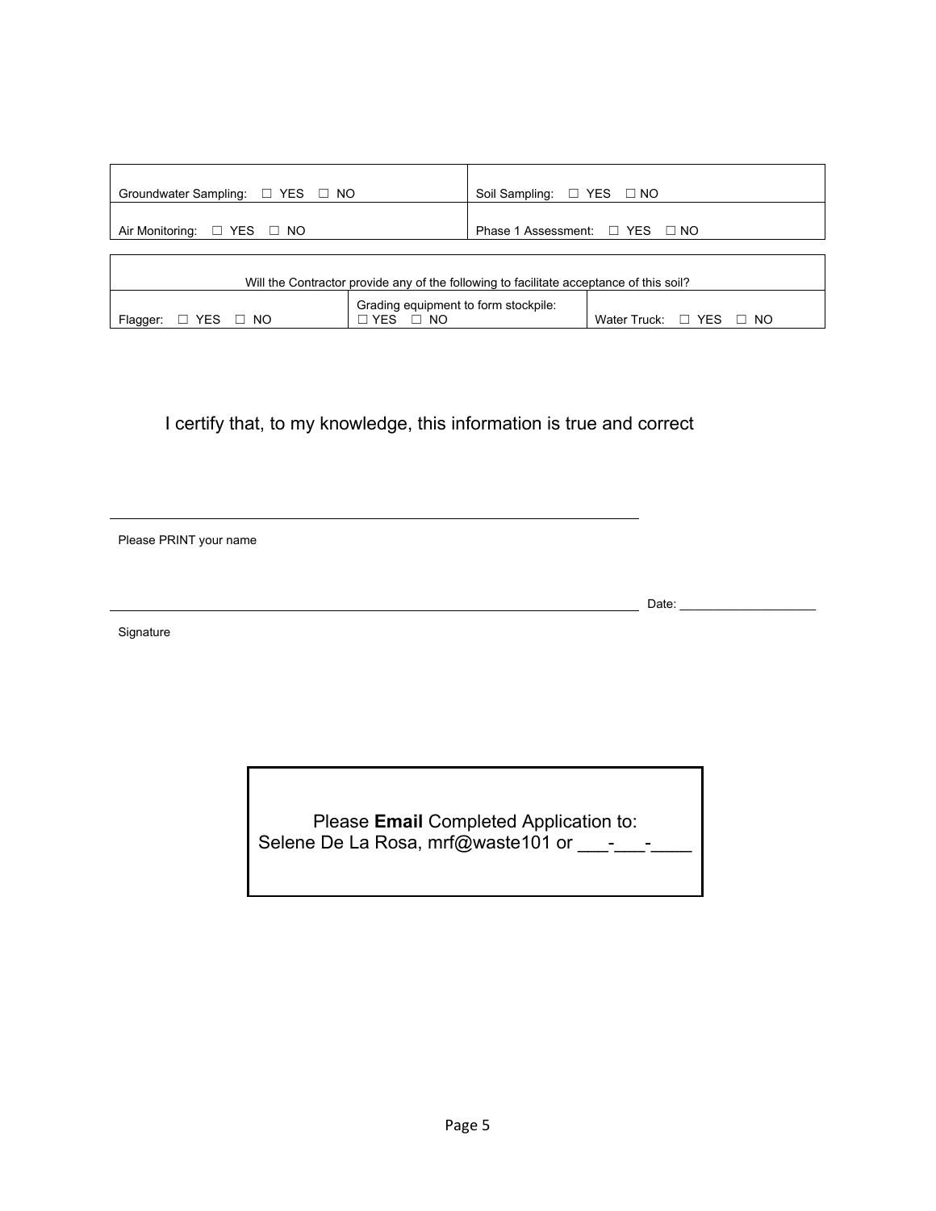| | |
|---|---|
| Groundwater Sampling: ☐ YES ☐ NO | Soil Sampling: ☐ YES ☐ NO |
| Air Monitoring: ☐ YES ☐ NO | Phase 1 Assessment: ☐ YES ☐ NO |

| Will the Contractor provide any of the following to facilitate acceptance of this soil? | | |
|---|---|---|
| Flagger: ☐ YES ☐ NO | Grading equipment to form stockpile: ☐ YES ☐ NO | Water Truck: ☐ YES ☐ NO |

I certify that, to my knowledge, this information is true and correct

______________________________________________________________

Please PRINT your name

______________________________________________________________ Date: ____________________

Signature

Please **Email** Completed Application to:
Selene De La Rosa, mrf@waste101 or ___-___-____